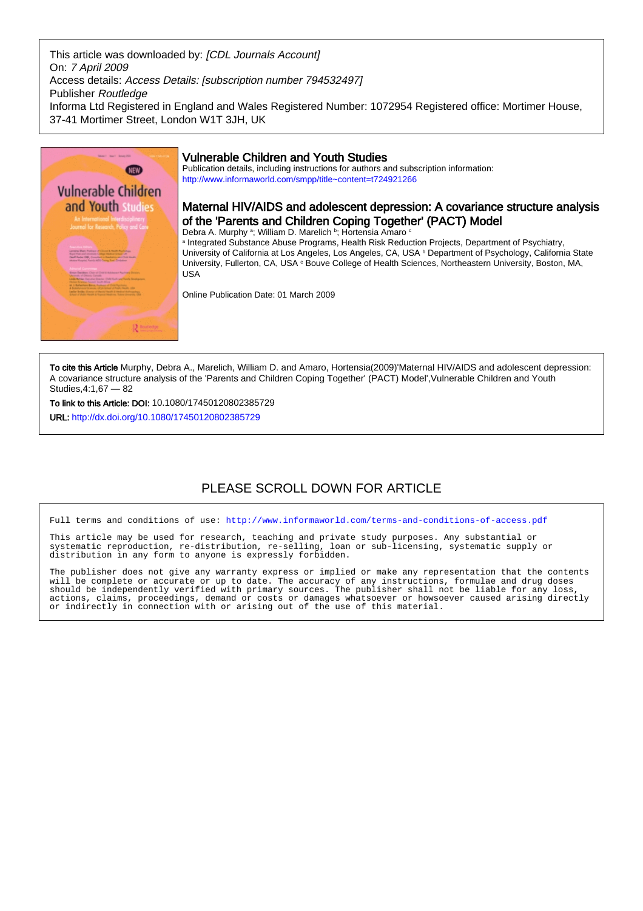This article was downloaded by: *[CDL Journals Account]*
On: *7 April 2009*
Access details: *Access Details: [subscription number 794532497]*
Publisher *Routledge*
Informa Ltd Registered in England and Wales Registered Number: 1072954 Registered office: Mortimer House, 37-41 Mortimer Street, London W1T 3JH, UK

## Vulnerable Children and Youth Studies

Publication details, including instructions for authors and subscription information:
http://www.informaworld.com/smpp/title~content=t724921266

# Maternal HIV/AIDS and adolescent depression: A covariance structure analysis of the 'Parents and Children Coping Together' (PACT) Model

Debra A. Murphy [a]; William D. Marelich [b]; Hortensia Amaro [c]

[a] Integrated Substance Abuse Programs, Health Risk Reduction Projects, Department of Psychiatry, University of California at Los Angeles, Los Angeles, CA, USA [b] Department of Psychology, California State University, Fullerton, CA, USA [c] Bouve College of Health Sciences, Northeastern University, Boston, MA, USA

Online Publication Date: 01 March 2009

**To cite this Article** Murphy, Debra A., Marelich, William D. and Amaro, Hortensia(2009)'Maternal HIV/AIDS and adolescent depression: A covariance structure analysis of the 'Parents and Children Coping Together' (PACT) Model',Vulnerable Children and Youth Studies,4:1,67 — 82

**To link to this Article: DOI:** 10.1080/17450120802385729

**URL:** http://dx.doi.org/10.1080/17450120802385729

PLEASE SCROLL DOWN FOR ARTICLE

Full terms and conditions of use: http://www.informaworld.com/terms-and-conditions-of-access.pdf

This article may be used for research, teaching and private study purposes. Any substantial or systematic reproduction, re-distribution, re-selling, loan or sub-licensing, systematic supply or distribution in any form to anyone is expressly forbidden.

The publisher does not give any warranty express or implied or make any representation that the contents will be complete or accurate or up to date. The accuracy of any instructions, formulae and drug doses should be independently verified with primary sources. The publisher shall not be liable for any loss, actions, claims, proceedings, demand or costs or damages whatsoever or howsoever caused arising directly or indirectly in connection with or arising out of the use of this material.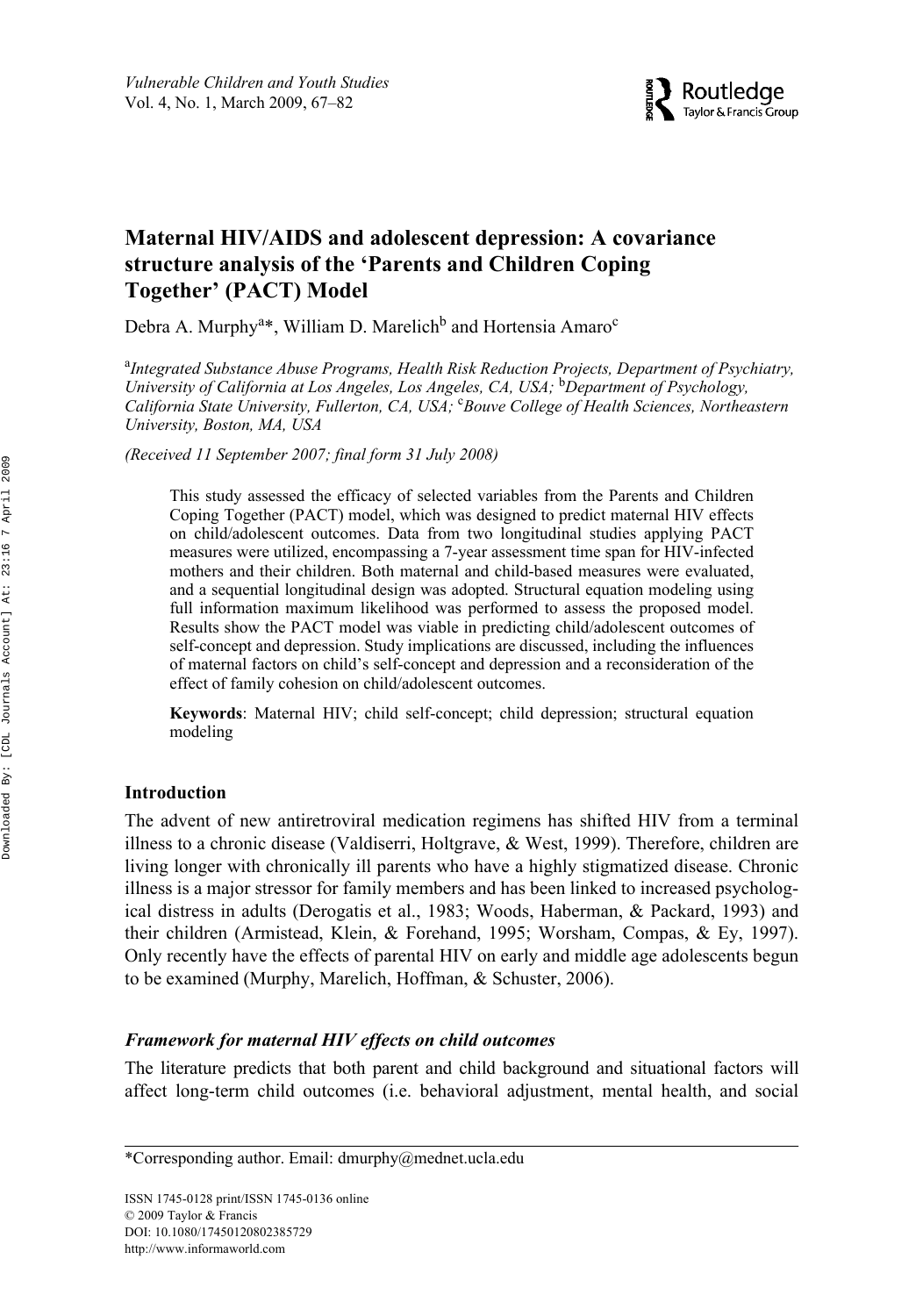# Maternal HIV/AIDS and adolescent depression: A covariance structure analysis of the 'Parents and Children Coping Together' (PACT) Model

Debra A. Murphy[a]*, William D. Marelich[b] and Hortensia Amaro[c]

[a]*Integrated Substance Abuse Programs, Health Risk Reduction Projects, Department of Psychiatry, University of California at Los Angeles, Los Angeles, CA, USA;* [b]*Department of Psychology, California State University, Fullerton, CA, USA;* [c]*Bouve College of Health Sciences, Northeastern University, Boston, MA, USA*

*(Received 11 September 2007; final form 31 July 2008)*

This study assessed the efficacy of selected variables from the Parents and Children Coping Together (PACT) model, which was designed to predict maternal HIV effects on child/adolescent outcomes. Data from two longitudinal studies applying PACT measures were utilized, encompassing a 7-year assessment time span for HIV-infected mothers and their children. Both maternal and child-based measures were evaluated, and a sequential longitudinal design was adopted. Structural equation modeling using full information maximum likelihood was performed to assess the proposed model. Results show the PACT model was viable in predicting child/adolescent outcomes of self-concept and depression. Study implications are discussed, including the influences of maternal factors on child's self-concept and depression and a reconsideration of the effect of family cohesion on child/adolescent outcomes.

**Keywords**: Maternal HIV; child self-concept; child depression; structural equation modeling

## Introduction

The advent of new antiretroviral medication regimens has shifted HIV from a terminal illness to a chronic disease (Valdiserri, Holtgrave, & West, 1999). Therefore, children are living longer with chronically ill parents who have a highly stigmatized disease. Chronic illness is a major stressor for family members and has been linked to increased psychological distress in adults (Derogatis et al., 1983; Woods, Haberman, & Packard, 1993) and their children (Armistead, Klein, & Forehand, 1995; Worsham, Compas, & Ey, 1997). Only recently have the effects of parental HIV on early and middle age adolescents begun to be examined (Murphy, Marelich, Hoffman, & Schuster, 2006).

### *Framework for maternal HIV effects on child outcomes*

The literature predicts that both parent and child background and situational factors will affect long-term child outcomes (i.e. behavioral adjustment, mental health, and social

*Corresponding author. Email: dmurphy@mednet.ucla.edu

ISSN 1745-0128 print/ISSN 1745-0136 online
© 2009 Taylor & Francis
DOI: 10.1080/17450120802385729
http://www.informaworld.com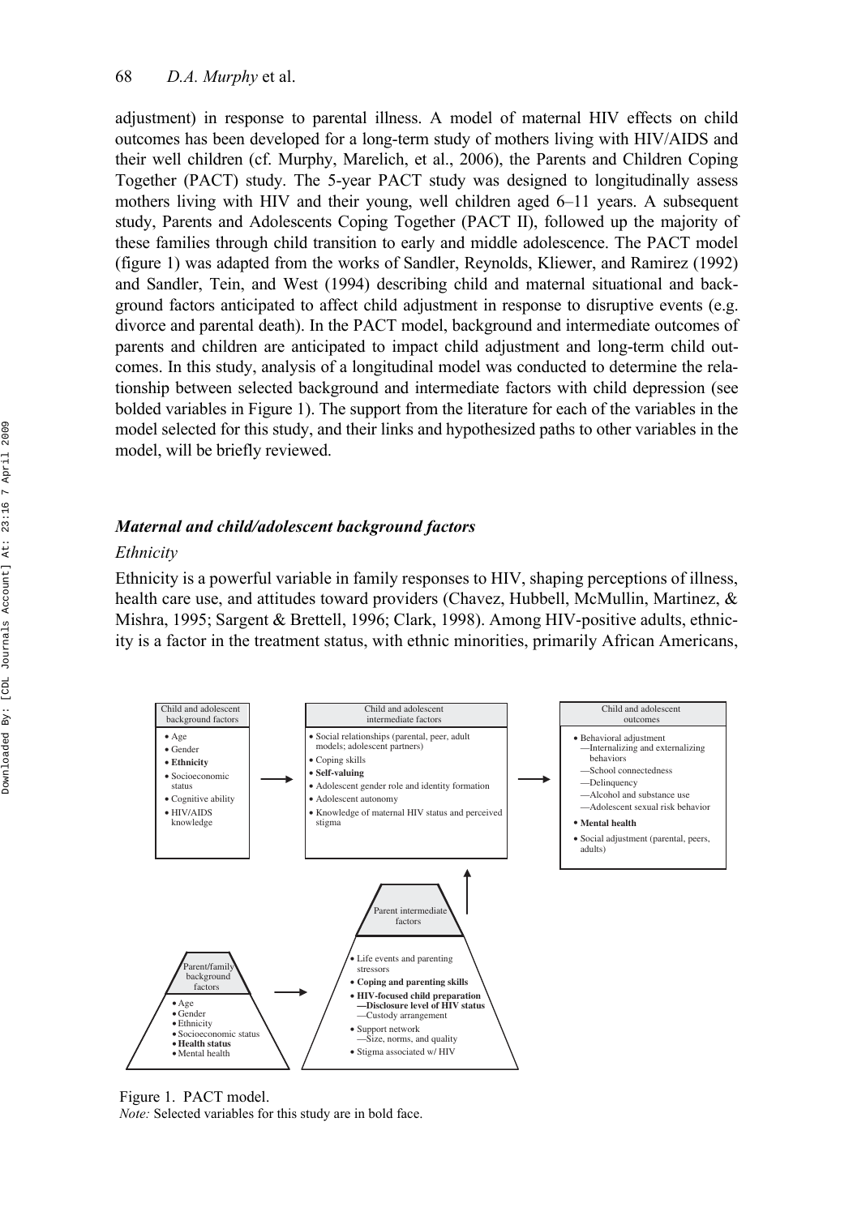adjustment) in response to parental illness. A model of maternal HIV effects on child outcomes has been developed for a long-term study of mothers living with HIV/AIDS and their well children (cf. Murphy, Marelich, et al., 2006), the Parents and Children Coping Together (PACT) study. The 5-year PACT study was designed to longitudinally assess mothers living with HIV and their young, well children aged 6–11 years. A subsequent study, Parents and Adolescents Coping Together (PACT II), followed up the majority of these families through child transition to early and middle adolescence. The PACT model (figure 1) was adapted from the works of Sandler, Reynolds, Kliewer, and Ramirez (1992) and Sandler, Tein, and West (1994) describing child and maternal situational and background factors anticipated to affect child adjustment in response to disruptive events (e.g. divorce and parental death). In the PACT model, background and intermediate outcomes of parents and children are anticipated to impact child adjustment and long-term child outcomes. In this study, analysis of a longitudinal model was conducted to determine the relationship between selected background and intermediate factors with child depression (see bolded variables in Figure 1). The support from the literature for each of the variables in the model selected for this study, and their links and hypothesized paths to other variables in the model, will be briefly reviewed.

## *Maternal and child/adolescent background factors*

### *Ethnicity*

Ethnicity is a powerful variable in family responses to HIV, shaping perceptions of illness, health care use, and attitudes toward providers (Chavez, Hubbell, McMullin, Martinez, & Mishra, 1995; Sargent & Brettell, 1996; Clark, 1998). Among HIV-positive adults, ethnicity is a factor in the treatment status, with ethnic minorities, primarily African Americans,

Child and adolescent background factors
- Age
- Gender
- **Ethnicity**
- Socioeconomic status
- Cognitive ability
- HIV/AIDS knowledge

Child and adolescent intermediate factors
- Social relationships (parental, peer, adult models; adolescent partners)
- Coping skills
- **Self-valuing**
- Adolescent gender role and identity formation
- Adolescent autonomy
- Knowledge of maternal HIV status and perceived stigma

Child and adolescent outcomes
- Behavioral adjustment
  - —Internalizing and externalizing behaviors
  - —School connectedness
  - —Delinquency
  - —Alcohol and substance use
  - —Adolescent sexual risk behavior
- **Mental health**
- Social adjustment (parental, peers, adults)

Parent/family background factors
- Age
- Gender
- Ethnicity
- Socioeconomic status
- **Health status**
- Mental health

Parent intermediate factors
- Life events and parenting stressors
- **Coping and parenting skills**
- **HIV-focused child preparation**
  - **—Disclosure level of HIV status**
  - —Custody arrangement
- Support network
  - —Size, norms, and quality
- Stigma associated w/ HIV

Figure 1. PACT model.
*Note:* Selected variables for this study are in bold face.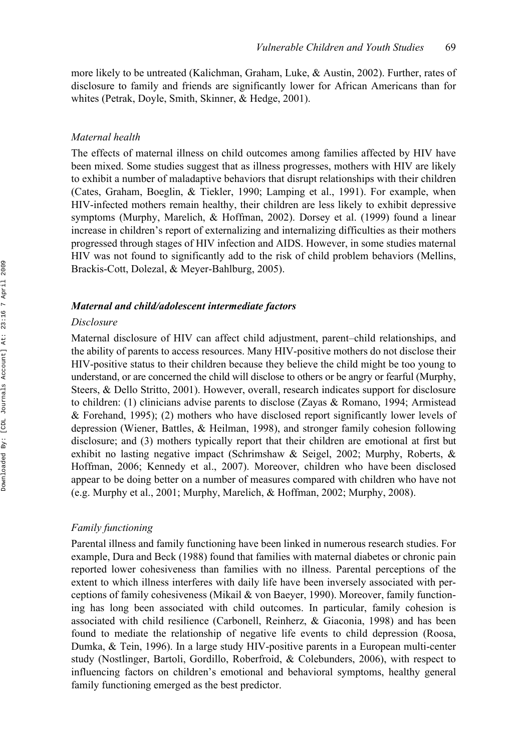more likely to be untreated (Kalichman, Graham, Luke, & Austin, 2002). Further, rates of disclosure to family and friends are significantly lower for African Americans than for whites (Petrak, Doyle, Smith, Skinner, & Hedge, 2001).

### *Maternal health*

The effects of maternal illness on child outcomes among families affected by HIV have been mixed. Some studies suggest that as illness progresses, mothers with HIV are likely to exhibit a number of maladaptive behaviors that disrupt relationships with their children (Cates, Graham, Boeglin, & Tiekler, 1990; Lamping et al., 1991). For example, when HIV-infected mothers remain healthy, their children are less likely to exhibit depressive symptoms (Murphy, Marelich, & Hoffman, 2002). Dorsey et al. (1999) found a linear increase in children's report of externalizing and internalizing difficulties as their mothers progressed through stages of HIV infection and AIDS. However, in some studies maternal HIV was not found to significantly add to the risk of child problem behaviors (Mellins, Brackis-Cott, Dolezal, & Meyer-Bahlburg, 2005).

## ***Maternal and child/adolescent intermediate factors***

### *Disclosure*

Maternal disclosure of HIV can affect child adjustment, parent–child relationships, and the ability of parents to access resources. Many HIV-positive mothers do not disclose their HIV-positive status to their children because they believe the child might be too young to understand, or are concerned the child will disclose to others or be angry or fearful (Murphy, Steers, & Dello Stritto, 2001). However, overall, research indicates support for disclosure to children: (1) clinicians advise parents to disclose (Zayas & Romano, 1994; Armistead & Forehand, 1995); (2) mothers who have disclosed report significantly lower levels of depression (Wiener, Battles, & Heilman, 1998), and stronger family cohesion following disclosure; and (3) mothers typically report that their children are emotional at first but exhibit no lasting negative impact (Schrimshaw & Seigel, 2002; Murphy, Roberts, & Hoffman, 2006; Kennedy et al., 2007). Moreover, children who have been disclosed appear to be doing better on a number of measures compared with children who have not (e.g. Murphy et al., 2001; Murphy, Marelich, & Hoffman, 2002; Murphy, 2008).

### *Family functioning*

Parental illness and family functioning have been linked in numerous research studies. For example, Dura and Beck (1988) found that families with maternal diabetes or chronic pain reported lower cohesiveness than families with no illness. Parental perceptions of the extent to which illness interferes with daily life have been inversely associated with perceptions of family cohesiveness (Mikail & von Baeyer, 1990). Moreover, family functioning has long been associated with child outcomes. In particular, family cohesion is associated with child resilience (Carbonell, Reinherz, & Giaconia, 1998) and has been found to mediate the relationship of negative life events to child depression (Roosa, Dumka, & Tein, 1996). In a large study HIV-positive parents in a European multi-center study (Nostlinger, Bartoli, Gordillo, Roberfroid, & Colebunders, 2006), with respect to influencing factors on children's emotional and behavioral symptoms, healthy general family functioning emerged as the best predictor.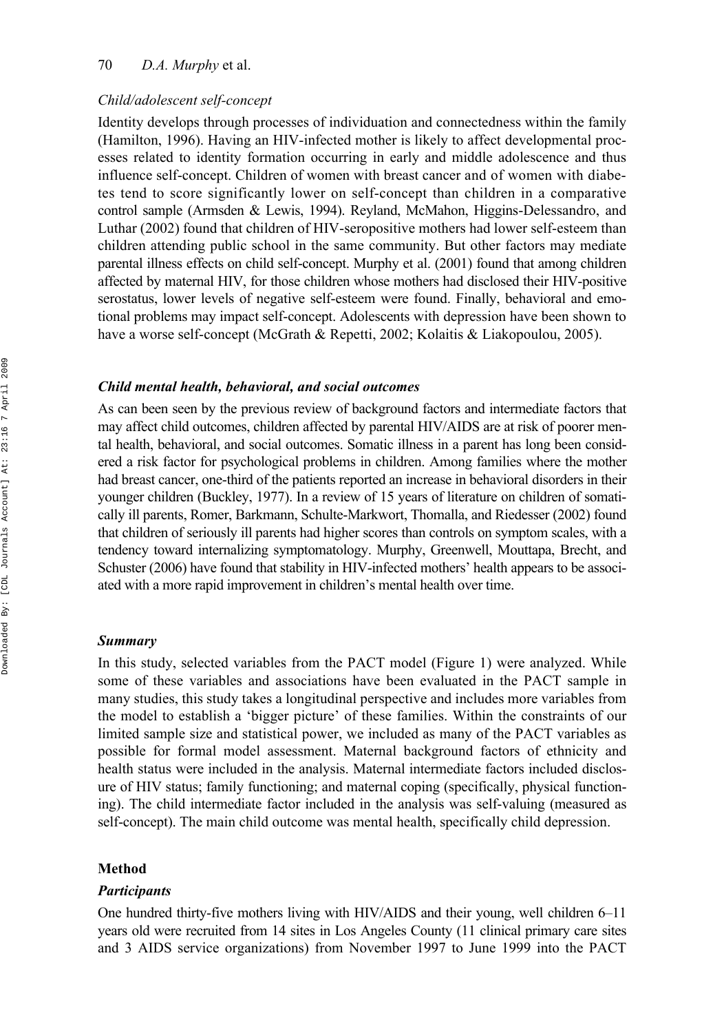*Child/adolescent self-concept*

Identity develops through processes of individuation and connectedness within the family (Hamilton, 1996). Having an HIV-infected mother is likely to affect developmental processes related to identity formation occurring in early and middle adolescence and thus influence self-concept. Children of women with breast cancer and of women with diabetes tend to score significantly lower on self-concept than children in a comparative control sample (Armsden & Lewis, 1994). Reyland, McMahon, Higgins-Delessandro, and Luthar (2002) found that children of HIV-seropositive mothers had lower self-esteem than children attending public school in the same community. But other factors may mediate parental illness effects on child self-concept. Murphy et al. (2001) found that among children affected by maternal HIV, for those children whose mothers had disclosed their HIV-positive serostatus, lower levels of negative self-esteem were found. Finally, behavioral and emotional problems may impact self-concept. Adolescents with depression have been shown to have a worse self-concept (McGrath & Repetti, 2002; Kolaitis & Liakopoulou, 2005).

### *Child mental health, behavioral, and social outcomes*

As can been seen by the previous review of background factors and intermediate factors that may affect child outcomes, children affected by parental HIV/AIDS are at risk of poorer mental health, behavioral, and social outcomes. Somatic illness in a parent has long been considered a risk factor for psychological problems in children. Among families where the mother had breast cancer, one-third of the patients reported an increase in behavioral disorders in their younger children (Buckley, 1977). In a review of 15 years of literature on children of somatically ill parents, Romer, Barkmann, Schulte-Markwort, Thomalla, and Riedesser (2002) found that children of seriously ill parents had higher scores than controls on symptom scales, with a tendency toward internalizing symptomatology. Murphy, Greenwell, Mouttapa, Brecht, and Schuster (2006) have found that stability in HIV-infected mothers' health appears to be associated with a more rapid improvement in children's mental health over time.

### *Summary*

In this study, selected variables from the PACT model (Figure 1) were analyzed. While some of these variables and associations have been evaluated in the PACT sample in many studies, this study takes a longitudinal perspective and includes more variables from the model to establish a 'bigger picture' of these families. Within the constraints of our limited sample size and statistical power, we included as many of the PACT variables as possible for formal model assessment. Maternal background factors of ethnicity and health status were included in the analysis. Maternal intermediate factors included disclosure of HIV status; family functioning; and maternal coping (specifically, physical functioning). The child intermediate factor included in the analysis was self-valuing (measured as self-concept). The main child outcome was mental health, specifically child depression.

## Method

### *Participants*

One hundred thirty-five mothers living with HIV/AIDS and their young, well children 6–11 years old were recruited from 14 sites in Los Angeles County (11 clinical primary care sites and 3 AIDS service organizations) from November 1997 to June 1999 into the PACT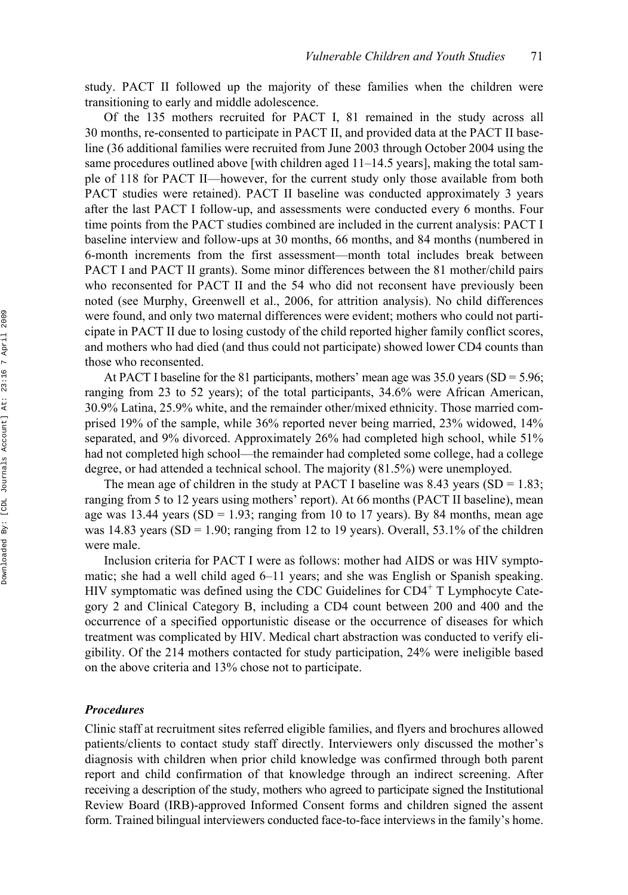study. PACT II followed up the majority of these families when the children were transitioning to early and middle adolescence.

Of the 135 mothers recruited for PACT I, 81 remained in the study across all 30 months, re-consented to participate in PACT II, and provided data at the PACT II baseline (36 additional families were recruited from June 2003 through October 2004 using the same procedures outlined above [with children aged 11–14.5 years], making the total sample of 118 for PACT II—however, for the current study only those available from both PACT studies were retained). PACT II baseline was conducted approximately 3 years after the last PACT I follow-up, and assessments were conducted every 6 months. Four time points from the PACT studies combined are included in the current analysis: PACT I baseline interview and follow-ups at 30 months, 66 months, and 84 months (numbered in 6-month increments from the first assessment—month total includes break between PACT I and PACT II grants). Some minor differences between the 81 mother/child pairs who reconsented for PACT II and the 54 who did not reconsent have previously been noted (see Murphy, Greenwell et al., 2006, for attrition analysis). No child differences were found, and only two maternal differences were evident; mothers who could not participate in PACT II due to losing custody of the child reported higher family conflict scores, and mothers who had died (and thus could not participate) showed lower CD4 counts than those who reconsented.

At PACT I baseline for the 81 participants, mothers' mean age was 35.0 years (SD = 5.96; ranging from 23 to 52 years); of the total participants, 34.6% were African American, 30.9% Latina, 25.9% white, and the remainder other/mixed ethnicity. Those married comprised 19% of the sample, while 36% reported never being married, 23% widowed, 14% separated, and 9% divorced. Approximately 26% had completed high school, while 51% had not completed high school—the remainder had completed some college, had a college degree, or had attended a technical school. The majority (81.5%) were unemployed.

The mean age of children in the study at PACT I baseline was 8.43 years (SD = 1.83; ranging from 5 to 12 years using mothers' report). At 66 months (PACT II baseline), mean age was 13.44 years (SD = 1.93; ranging from 10 to 17 years). By 84 months, mean age was 14.83 years (SD = 1.90; ranging from 12 to 19 years). Overall, 53.1% of the children were male.

Inclusion criteria for PACT I were as follows: mother had AIDS or was HIV symptomatic; she had a well child aged 6–11 years; and she was English or Spanish speaking. HIV symptomatic was defined using the CDC Guidelines for $CD4^{+}$ T Lymphocyte Category 2 and Clinical Category B, including a CD4 count between 200 and 400 and the occurrence of a specified opportunistic disease or the occurrence of diseases for which treatment was complicated by HIV. Medical chart abstraction was conducted to verify eligibility. Of the 214 mothers contacted for study participation, 24% were ineligible based on the above criteria and 13% chose not to participate.

### *Procedures*

Clinic staff at recruitment sites referred eligible families, and flyers and brochures allowed patients/clients to contact study staff directly. Interviewers only discussed the mother's diagnosis with children when prior child knowledge was confirmed through both parent report and child confirmation of that knowledge through an indirect screening. After receiving a description of the study, mothers who agreed to participate signed the Institutional Review Board (IRB)-approved Informed Consent forms and children signed the assent form. Trained bilingual interviewers conducted face-to-face interviews in the family's home.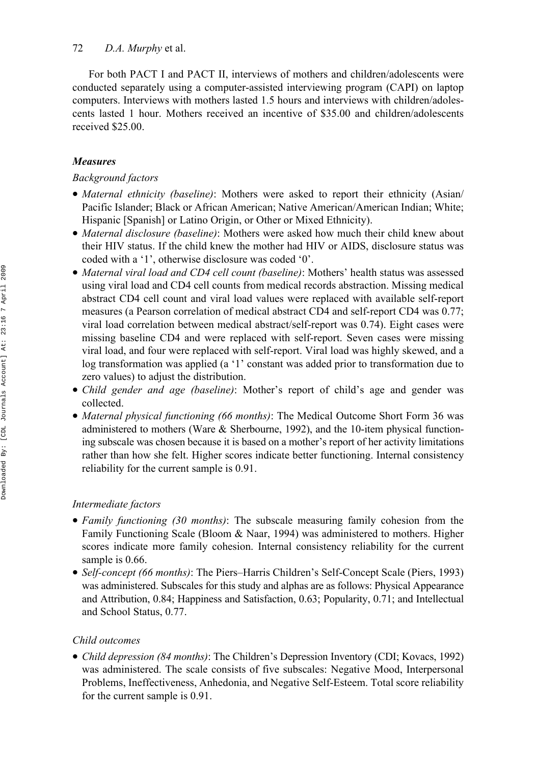For both PACT I and PACT II, interviews of mothers and children/adolescents were conducted separately using a computer-assisted interviewing program (CAPI) on laptop computers. Interviews with mothers lasted 1.5 hours and interviews with children/adolescents lasted 1 hour. Mothers received an incentive of $35.00 and children/adolescents received $25.00.

### *Measures*

*Background factors*

- *Maternal ethnicity (baseline)*: Mothers were asked to report their ethnicity (Asian/Pacific Islander; Black or African American; Native American/American Indian; White; Hispanic [Spanish] or Latino Origin, or Other or Mixed Ethnicity).
- *Maternal disclosure (baseline)*: Mothers were asked how much their child knew about their HIV status. If the child knew the mother had HIV or AIDS, disclosure status was coded with a '1', otherwise disclosure was coded '0'.
- *Maternal viral load and CD4 cell count (baseline)*: Mothers' health status was assessed using viral load and CD4 cell counts from medical records abstraction. Missing medical abstract CD4 cell count and viral load values were replaced with available self-report measures (a Pearson correlation of medical abstract CD4 and self-report CD4 was 0.77; viral load correlation between medical abstract/self-report was 0.74). Eight cases were missing baseline CD4 and were replaced with self-report. Seven cases were missing viral load, and four were replaced with self-report. Viral load was highly skewed, and a log transformation was applied (a '1' constant was added prior to transformation due to zero values) to adjust the distribution.
- *Child gender and age (baseline)*: Mother's report of child's age and gender was collected.
- *Maternal physical functioning (66 months)*: The Medical Outcome Short Form 36 was administered to mothers (Ware & Sherbourne, 1992), and the 10-item physical functioning subscale was chosen because it is based on a mother's report of her activity limitations rather than how she felt. Higher scores indicate better functioning. Internal consistency reliability for the current sample is 0.91.

*Intermediate factors*

- *Family functioning (30 months)*: The subscale measuring family cohesion from the Family Functioning Scale (Bloom & Naar, 1994) was administered to mothers. Higher scores indicate more family cohesion. Internal consistency reliability for the current sample is 0.66.
- *Self-concept (66 months)*: The Piers–Harris Children's Self-Concept Scale (Piers, 1993) was administered. Subscales for this study and alphas are as follows: Physical Appearance and Attribution, 0.84; Happiness and Satisfaction, 0.63; Popularity, 0.71; and Intellectual and School Status, 0.77.

*Child outcomes*

- *Child depression (84 months)*: The Children's Depression Inventory (CDI; Kovacs, 1992) was administered. The scale consists of five subscales: Negative Mood, Interpersonal Problems, Ineffectiveness, Anhedonia, and Negative Self-Esteem. Total score reliability for the current sample is 0.91.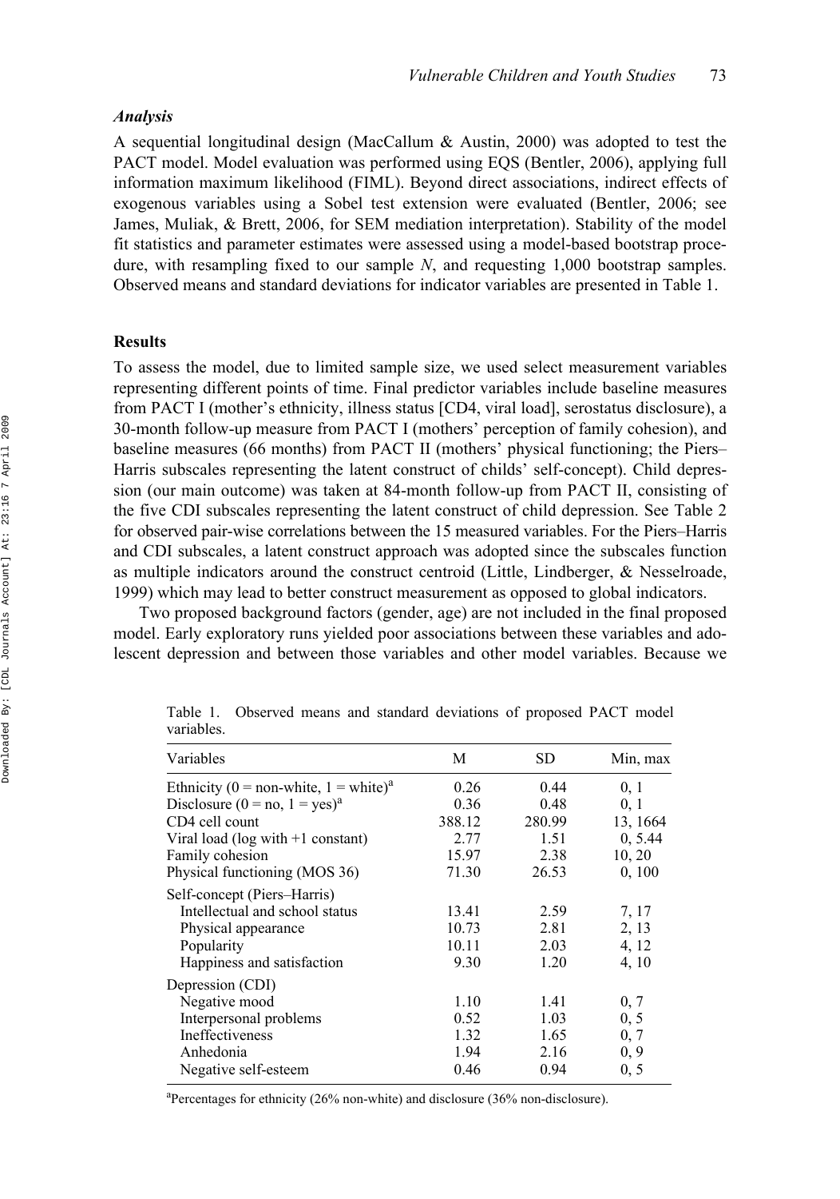### *Analysis*

A sequential longitudinal design (MacCallum & Austin, 2000) was adopted to test the PACT model. Model evaluation was performed using EQS (Bentler, 2006), applying full information maximum likelihood (FIML). Beyond direct associations, indirect effects of exogenous variables using a Sobel test extension were evaluated (Bentler, 2006; see James, Muliak, & Brett, 2006, for SEM mediation interpretation). Stability of the model fit statistics and parameter estimates were assessed using a model-based bootstrap procedure, with resampling fixed to our sample *N*, and requesting 1,000 bootstrap samples. Observed means and standard deviations for indicator variables are presented in Table 1.

## Results

To assess the model, due to limited sample size, we used select measurement variables representing different points of time. Final predictor variables include baseline measures from PACT I (mother's ethnicity, illness status [CD4, viral load], serostatus disclosure), a 30-month follow-up measure from PACT I (mothers' perception of family cohesion), and baseline measures (66 months) from PACT II (mothers' physical functioning; the Piers–Harris subscales representing the latent construct of childs' self-concept). Child depression (our main outcome) was taken at 84-month follow-up from PACT II, consisting of the five CDI subscales representing the latent construct of child depression. See Table 2 for observed pair-wise correlations between the 15 measured variables. For the Piers–Harris and CDI subscales, a latent construct approach was adopted since the subscales function as multiple indicators around the construct centroid (Little, Lindberger, & Nesselroade, 1999) which may lead to better construct measurement as opposed to global indicators.

Two proposed background factors (gender, age) are not included in the final proposed model. Early exploratory runs yielded poor associations between these variables and adolescent depression and between those variables and other model variables. Because we

Table 1. Observed means and standard deviations of proposed PACT model variables.

| Variables | M | SD | Min, max |
|---|---|---|---|
| Ethnicity (0 = non-white, 1 = white)[a] | 0.26 | 0.44 | 0, 1 |
| Disclosure (0 = no, 1 = yes)[a] | 0.36 | 0.48 | 0, 1 |
| CD4 cell count | 388.12 | 280.99 | 13, 1664 |
| Viral load (log with +1 constant) | 2.77 | 1.51 | 0, 5.44 |
| Family cohesion | 15.97 | 2.38 | 10, 20 |
| Physical functioning (MOS 36) | 71.30 | 26.53 | 0, 100 |
| Self-concept (Piers–Harris) | | | |
| Intellectual and school status | 13.41 | 2.59 | 7, 17 |
| Physical appearance | 10.73 | 2.81 | 2, 13 |
| Popularity | 10.11 | 2.03 | 4, 12 |
| Happiness and satisfaction | 9.30 | 1.20 | 4, 10 |
| Depression (CDI) | | | |
| Negative mood | 1.10 | 1.41 | 0, 7 |
| Interpersonal problems | 0.52 | 1.03 | 0, 5 |
| Ineffectiveness | 1.32 | 1.65 | 0, 7 |
| Anhedonia | 1.94 | 2.16 | 0, 9 |
| Negative self-esteem | 0.46 | 0.94 | 0, 5 |

[a]Percentages for ethnicity (26% non-white) and disclosure (36% non-disclosure).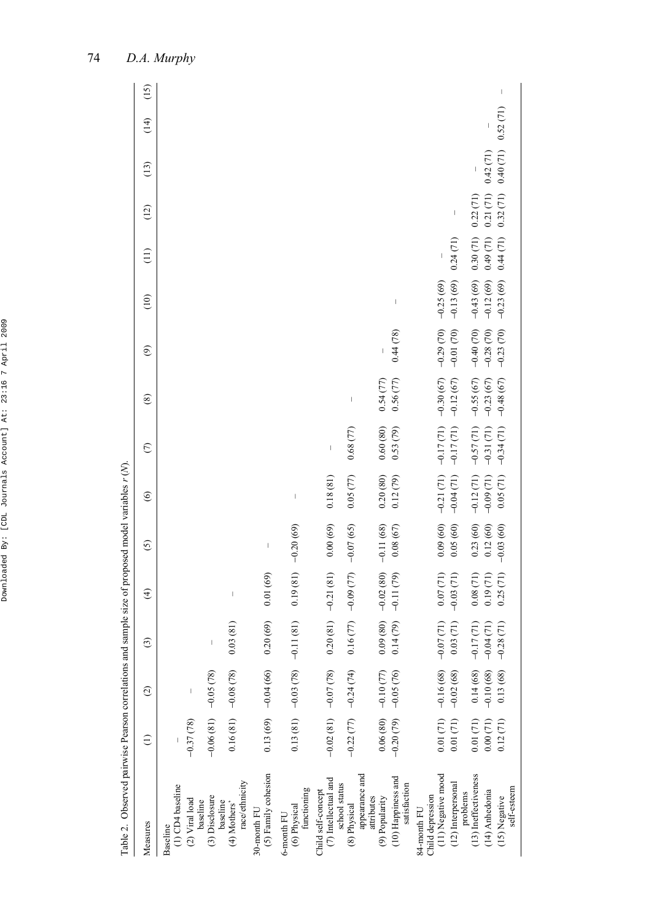Table 2. Observed pairwise Pearson correlations and sample size of proposed model variables *r* (*N*).

| Measures | (1) | (2) | (3) | (4) | (5) | (6) | (7) | (8) | (9) | (10) | (11) | (12) | (13) | (14) | (15) |
|---|---|---|---|---|---|---|---|---|---|---|---|---|---|---|---|
| Baseline | | | | | | | | | | | | | | | |
| (1) CD4 baseline | – | | | | | | | | | | | | | | |
| (2) Viral load baseline | −0.37 (78) | – | | | | | | | | | | | | | |
| (3) Disclosure baseline | −0.06 (81) | −0.05 (78) | – | | | | | | | | | | | | |
| (4) Mothers' race/ethnicity | 0.16 (81) | −0.08 (78) | 0.03 (81) | – | | | | | | | | | | | |
| 30-month FU | | | | | | | | | | | | | | | |
| (5) Family cohesion | 0.13 (69) | −0.04 (66) | 0.20 (69) | 0.01 (69) | – | | | | | | | | | | |
| 6-month FU | | | | | | | | | | | | | | | |
| (6) Physical functioning | 0.13 (81) | −0.03 (78) | −0.11 (81) | 0.19 (81) | −0.20 (69) | – | | | | | | | | | |
| Child self-concept | | | | | | | | | | | | | | | |
| (7) Intellectual and school status | −0.02 (81) | −0.07 (78) | 0.20 (81) | −0.21 (81) | 0.00 (69) | 0.18 (81) | – | | | | | | | | |
| (8) Physical appearance and attributes | −0.22 (77) | −0.24 (74) | 0.16 (77) | −0.09 (77) | −0.07 (65) | 0.05 (77) | 0.68 (77) | – | | | | | | | |
| (9) Popularity | 0.06 (80) | −0.10 (77) | 0.09 (80) | −0.02 (80) | −0.11 (68) | 0.20 (80) | 0.60 (80) | 0.54 (77) | – | | | | | | |
| (10) Happiness and satisfaction | −0.20 (79) | −0.05 (76) | 0.14 (79) | −0.11 (79) | 0.08 (67) | 0.12 (79) | 0.53 (79) | 0.56 (77) | 0.44 (78) | – | | | | | |
| 84-month FU | | | | | | | | | | | | | | | |
| Child depression | | | | | | | | | | | | | | | |
| (11) Negative mood | 0.01 (71) | −0.16 (68) | −0.07 (71) | 0.07 (71) | 0.09 (60) | −0.21 (71) | −0.17 (71) | −0.30 (67) | −0.29 (70) | −0.25 (69) | – | | | | |
| (12) Interpersonal problems | 0.01 (71) | −0.02 (68) | 0.03 (71) | −0.03 (71) | 0.05 (60) | −0.04 (71) | −0.17 (71) | −0.12 (67) | −0.01 (70) | −0.13 (69) | 0.24 (71) | – | | | |
| (13) Ineffectiveness | 0.01 (71) | 0.14 (68) | −0.17 (71) | 0.08 (71) | 0.23 (60) | −0.12 (71) | −0.57 (71) | −0.55 (67) | −0.40 (70) | −0.43 (69) | 0.30 (71) | 0.22 (71) | – | | |
| (14) Anhedonia | 0.00 (71) | −0.10 (68) | −0.04 (71) | 0.19 (71) | 0.12 (60) | −0.09 (71) | −0.31 (71) | −0.23 (67) | −0.28 (70) | −0.12 (69) | 0.49 (71) | 0.21 (71) | 0.42 (71) | – | |
| (15) Negative self-esteem | 0.12 (71) | 0.13 (68) | −0.28 (71) | 0.25 (71) | −0.03 (60) | 0.05 (71) | −0.34 (71) | −0.48 (67) | −0.23 (70) | −0.23 (69) | 0.44 (71) | 0.32 (71) | 0.40 (71) | 0.52 (71) | – |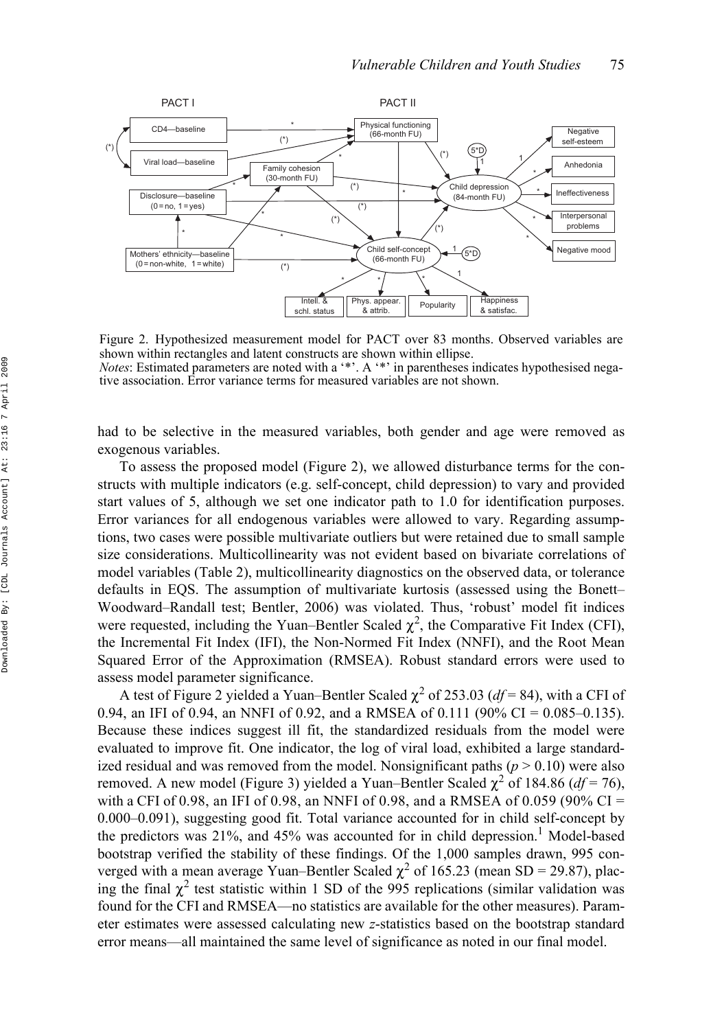Figure 2. Hypothesized measurement model for PACT over 83 months. Observed variables are shown within rectangles and latent constructs are shown within ellipse.
*Notes*: Estimated parameters are noted with a '*'. A '*' in parentheses indicates hypothesised negative association. Error variance terms for measured variables are not shown.

had to be selective in the measured variables, both gender and age were removed as exogenous variables.

To assess the proposed model (Figure 2), we allowed disturbance terms for the constructs with multiple indicators (e.g. self-concept, child depression) to vary and provided start values of 5, although we set one indicator path to 1.0 for identification purposes. Error variances for all endogenous variables were allowed to vary. Regarding assumptions, two cases were possible multivariate outliers but were retained due to small sample size considerations. Multicollinearity was not evident based on bivariate correlations of model variables (Table 2), multicollinearity diagnostics on the observed data, or tolerance defaults in EQS. The assumption of multivariate kurtosis (assessed using the Bonett–Woodward–Randall test; Bentler, 2006) was violated. Thus, 'robust' model fit indices were requested, including the Yuan–Bentler Scaled $\chi^2$, the Comparative Fit Index (CFI), the Incremental Fit Index (IFI), the Non-Normed Fit Index (NNFI), and the Root Mean Squared Error of the Approximation (RMSEA). Robust standard errors were used to assess model parameter significance.

A test of Figure 2 yielded a Yuan–Bentler Scaled $\chi^2$ of 253.03 ($df = 84$), with a CFI of 0.94, an IFI of 0.94, an NNFI of 0.92, and a RMSEA of 0.111 (90% CI = 0.085–0.135). Because these indices suggest ill fit, the standardized residuals from the model were evaluated to improve fit. One indicator, the log of viral load, exhibited a large standardized residual and was removed from the model. Nonsignificant paths ($p > 0.10$) were also removed. A new model (Figure 3) yielded a Yuan–Bentler Scaled $\chi^2$ of 184.86 ($df = 76$), with a CFI of 0.98, an IFI of 0.98, an NNFI of 0.98, and a RMSEA of 0.059 (90% CI = 0.000–0.091), suggesting good fit. Total variance accounted for in child self-concept by the predictors was 21%, and 45% was accounted for in child depression.[1] Model-based bootstrap verified the stability of these findings. Of the 1,000 samples drawn, 995 converged with a mean average Yuan–Bentler Scaled $\chi^2$ of 165.23 (mean SD = 29.87), placing the final $\chi^2$ test statistic within 1 SD of the 995 replications (similar validation was found for the CFI and RMSEA—no statistics are available for the other measures). Parameter estimates were assessed calculating new $z$-statistics based on the bootstrap standard error means—all maintained the same level of significance as noted in our final model.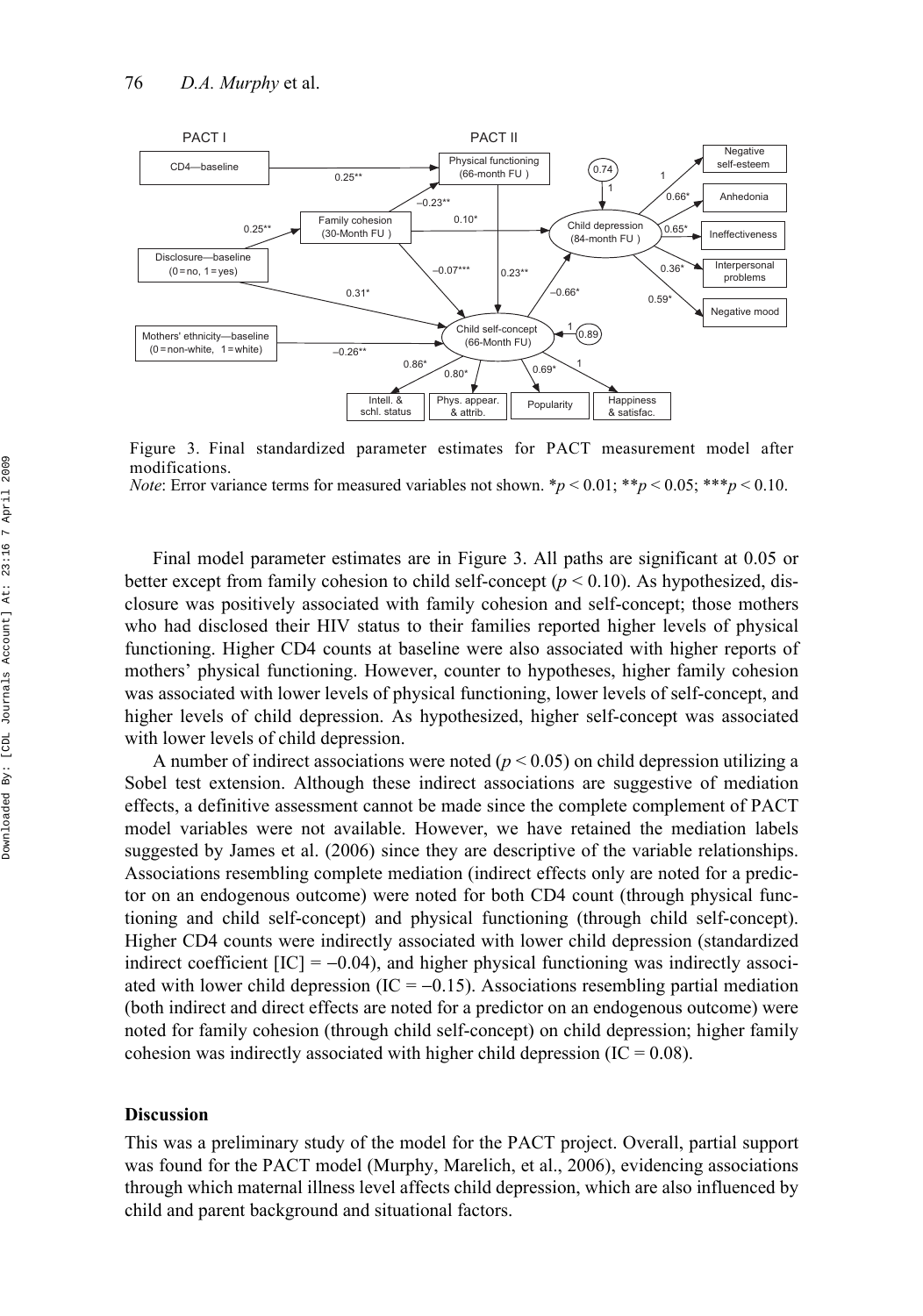Figure 3. Final standardized parameter estimates for PACT measurement model after modifications.

*Note*: Error variance terms for measured variables not shown. $^*p < 0.01$; $^{**}p < 0.05$; $^{***}p < 0.10$.

Final model parameter estimates are in Figure 3. All paths are significant at 0.05 or better except from family cohesion to child self-concept ($p < 0.10$). As hypothesized, disclosure was positively associated with family cohesion and self-concept; those mothers who had disclosed their HIV status to their families reported higher levels of physical functioning. Higher CD4 counts at baseline were also associated with higher reports of mothers' physical functioning. However, counter to hypotheses, higher family cohesion was associated with lower levels of physical functioning, lower levels of self-concept, and higher levels of child depression. As hypothesized, higher self-concept was associated with lower levels of child depression.

A number of indirect associations were noted ($p < 0.05$) on child depression utilizing a Sobel test extension. Although these indirect associations are suggestive of mediation effects, a definitive assessment cannot be made since the complete complement of PACT model variables were not available. However, we have retained the mediation labels suggested by James et al. (2006) since they are descriptive of the variable relationships. Associations resembling complete mediation (indirect effects only are noted for a predictor on an endogenous outcome) were noted for both CD4 count (through physical functioning and child self-concept) and physical functioning (through child self-concept). Higher CD4 counts were indirectly associated with lower child depression (standardized indirect coefficient [IC] = −0.04), and higher physical functioning was indirectly associated with lower child depression (IC = −0.15). Associations resembling partial mediation (both indirect and direct effects are noted for a predictor on an endogenous outcome) were noted for family cohesion (through child self-concept) on child depression; higher family cohesion was indirectly associated with higher child depression (IC = 0.08).

## Discussion

This was a preliminary study of the model for the PACT project. Overall, partial support was found for the PACT model (Murphy, Marelich, et al., 2006), evidencing associations through which maternal illness level affects child depression, which are also influenced by child and parent background and situational factors.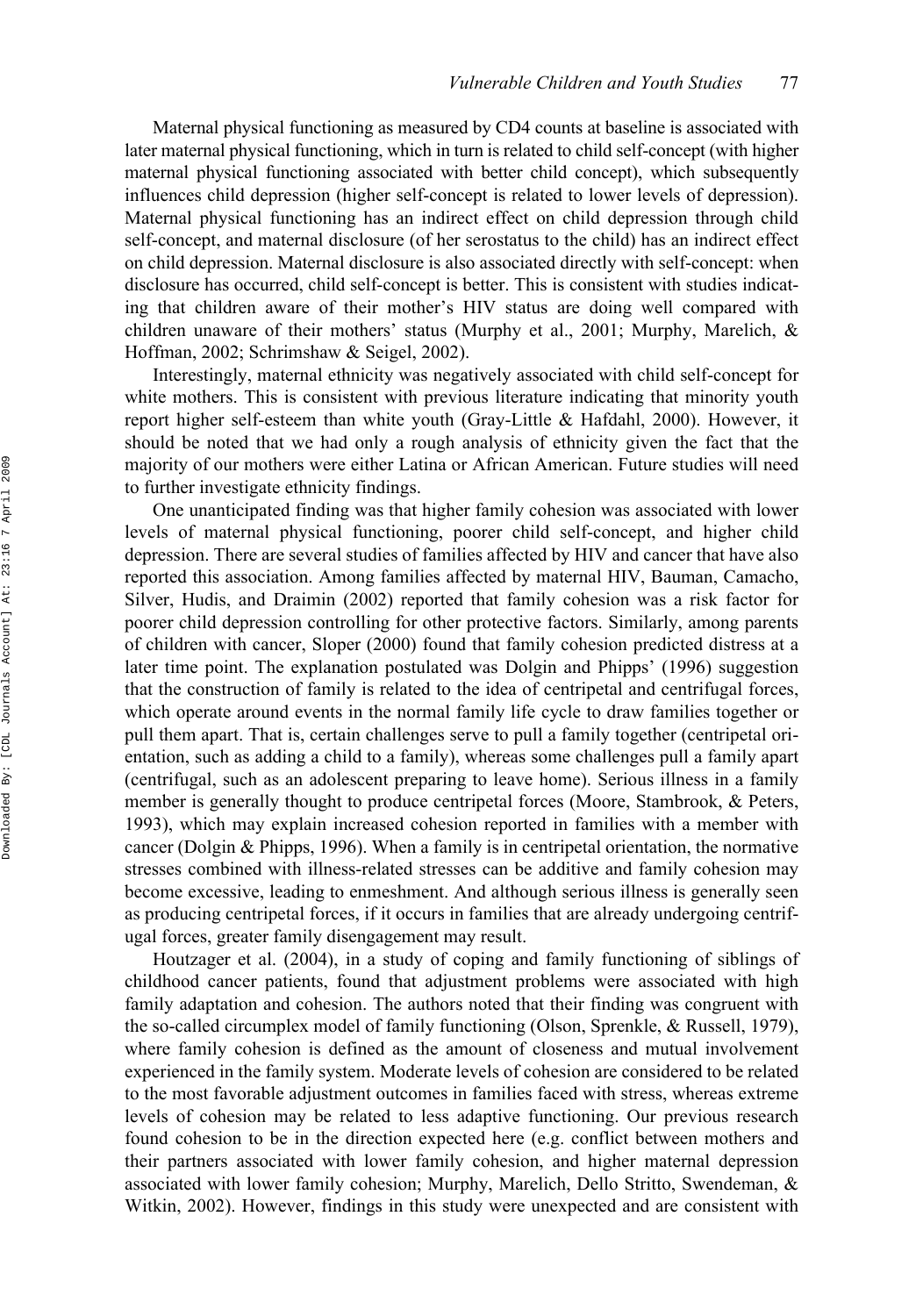Maternal physical functioning as measured by CD4 counts at baseline is associated with later maternal physical functioning, which in turn is related to child self-concept (with higher maternal physical functioning associated with better child concept), which subsequently influences child depression (higher self-concept is related to lower levels of depression). Maternal physical functioning has an indirect effect on child depression through child self-concept, and maternal disclosure (of her serostatus to the child) has an indirect effect on child depression. Maternal disclosure is also associated directly with self-concept: when disclosure has occurred, child self-concept is better. This is consistent with studies indicating that children aware of their mother's HIV status are doing well compared with children unaware of their mothers' status (Murphy et al., 2001; Murphy, Marelich, & Hoffman, 2002; Schrimshaw & Seigel, 2002).

Interestingly, maternal ethnicity was negatively associated with child self-concept for white mothers. This is consistent with previous literature indicating that minority youth report higher self-esteem than white youth (Gray-Little & Hafdahl, 2000). However, it should be noted that we had only a rough analysis of ethnicity given the fact that the majority of our mothers were either Latina or African American. Future studies will need to further investigate ethnicity findings.

One unanticipated finding was that higher family cohesion was associated with lower levels of maternal physical functioning, poorer child self-concept, and higher child depression. There are several studies of families affected by HIV and cancer that have also reported this association. Among families affected by maternal HIV, Bauman, Camacho, Silver, Hudis, and Draimin (2002) reported that family cohesion was a risk factor for poorer child depression controlling for other protective factors. Similarly, among parents of children with cancer, Sloper (2000) found that family cohesion predicted distress at a later time point. The explanation postulated was Dolgin and Phipps' (1996) suggestion that the construction of family is related to the idea of centripetal and centrifugal forces, which operate around events in the normal family life cycle to draw families together or pull them apart. That is, certain challenges serve to pull a family together (centripetal orientation, such as adding a child to a family), whereas some challenges pull a family apart (centrifugal, such as an adolescent preparing to leave home). Serious illness in a family member is generally thought to produce centripetal forces (Moore, Stambrook, & Peters, 1993), which may explain increased cohesion reported in families with a member with cancer (Dolgin & Phipps, 1996). When a family is in centripetal orientation, the normative stresses combined with illness-related stresses can be additive and family cohesion may become excessive, leading to enmeshment. And although serious illness is generally seen as producing centripetal forces, if it occurs in families that are already undergoing centrifugal forces, greater family disengagement may result.

Houtzager et al. (2004), in a study of coping and family functioning of siblings of childhood cancer patients, found that adjustment problems were associated with high family adaptation and cohesion. The authors noted that their finding was congruent with the so-called circumplex model of family functioning (Olson, Sprenkle, & Russell, 1979), where family cohesion is defined as the amount of closeness and mutual involvement experienced in the family system. Moderate levels of cohesion are considered to be related to the most favorable adjustment outcomes in families faced with stress, whereas extreme levels of cohesion may be related to less adaptive functioning. Our previous research found cohesion to be in the direction expected here (e.g. conflict between mothers and their partners associated with lower family cohesion, and higher maternal depression associated with lower family cohesion; Murphy, Marelich, Dello Stritto, Swendeman, & Witkin, 2002). However, findings in this study were unexpected and are consistent with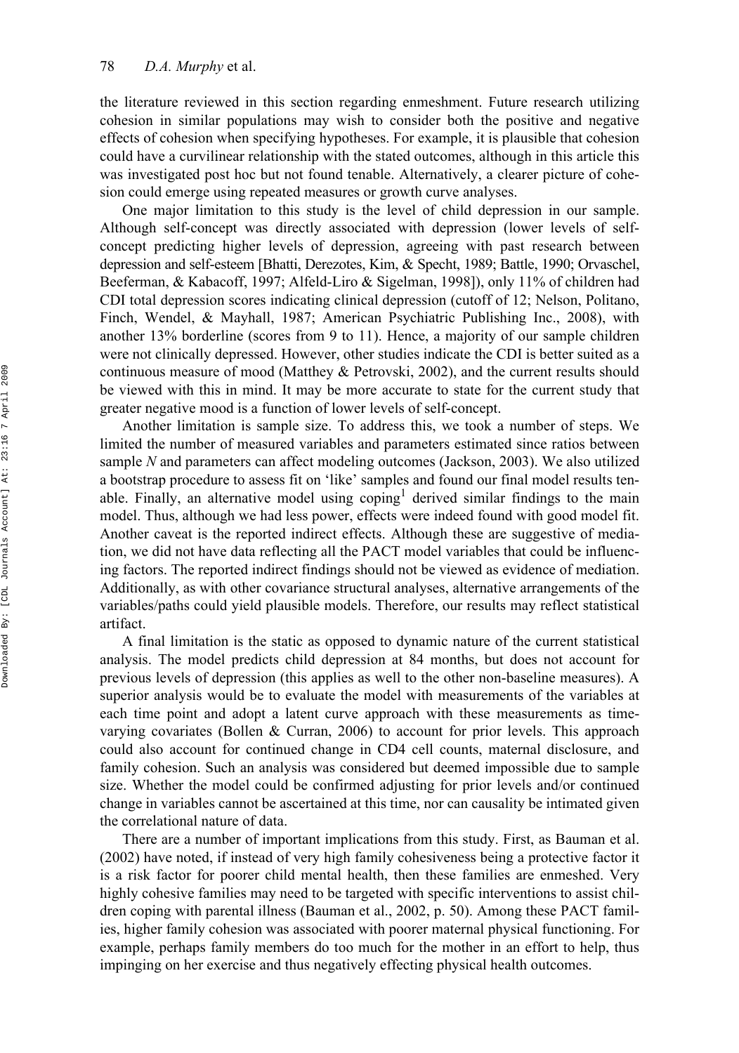the literature reviewed in this section regarding enmeshment. Future research utilizing cohesion in similar populations may wish to consider both the positive and negative effects of cohesion when specifying hypotheses. For example, it is plausible that cohesion could have a curvilinear relationship with the stated outcomes, although in this article this was investigated post hoc but not found tenable. Alternatively, a clearer picture of cohesion could emerge using repeated measures or growth curve analyses.

One major limitation to this study is the level of child depression in our sample. Although self-concept was directly associated with depression (lower levels of self-concept predicting higher levels of depression, agreeing with past research between depression and self-esteem [Bhatti, Derezotes, Kim, & Specht, 1989; Battle, 1990; Orvaschel, Beeferman, & Kabacoff, 1997; Alfeld-Liro & Sigelman, 1998]), only 11% of children had CDI total depression scores indicating clinical depression (cutoff of 12; Nelson, Politano, Finch, Wendel, & Mayhall, 1987; American Psychiatric Publishing Inc., 2008), with another 13% borderline (scores from 9 to 11). Hence, a majority of our sample children were not clinically depressed. However, other studies indicate the CDI is better suited as a continuous measure of mood (Matthey & Petrovski, 2002), and the current results should be viewed with this in mind. It may be more accurate to state for the current study that greater negative mood is a function of lower levels of self-concept.

Another limitation is sample size. To address this, we took a number of steps. We limited the number of measured variables and parameters estimated since ratios between sample *N* and parameters can affect modeling outcomes (Jackson, 2003). We also utilized a bootstrap procedure to assess fit on 'like' samples and found our final model results tenable. Finally, an alternative model using coping[1] derived similar findings to the main model. Thus, although we had less power, effects were indeed found with good model fit. Another caveat is the reported indirect effects. Although these are suggestive of mediation, we did not have data reflecting all the PACT model variables that could be influencing factors. The reported indirect findings should not be viewed as evidence of mediation. Additionally, as with other covariance structural analyses, alternative arrangements of the variables/paths could yield plausible models. Therefore, our results may reflect statistical artifact.

A final limitation is the static as opposed to dynamic nature of the current statistical analysis. The model predicts child depression at 84 months, but does not account for previous levels of depression (this applies as well to the other non-baseline measures). A superior analysis would be to evaluate the model with measurements of the variables at each time point and adopt a latent curve approach with these measurements as time-varying covariates (Bollen & Curran, 2006) to account for prior levels. This approach could also account for continued change in CD4 cell counts, maternal disclosure, and family cohesion. Such an analysis was considered but deemed impossible due to sample size. Whether the model could be confirmed adjusting for prior levels and/or continued change in variables cannot be ascertained at this time, nor can causality be intimated given the correlational nature of data.

There are a number of important implications from this study. First, as Bauman et al. (2002) have noted, if instead of very high family cohesiveness being a protective factor it is a risk factor for poorer child mental health, then these families are enmeshed. Very highly cohesive families may need to be targeted with specific interventions to assist children coping with parental illness (Bauman et al., 2002, p. 50). Among these PACT families, higher family cohesion was associated with poorer maternal physical functioning. For example, perhaps family members do too much for the mother in an effort to help, thus impinging on her exercise and thus negatively effecting physical health outcomes.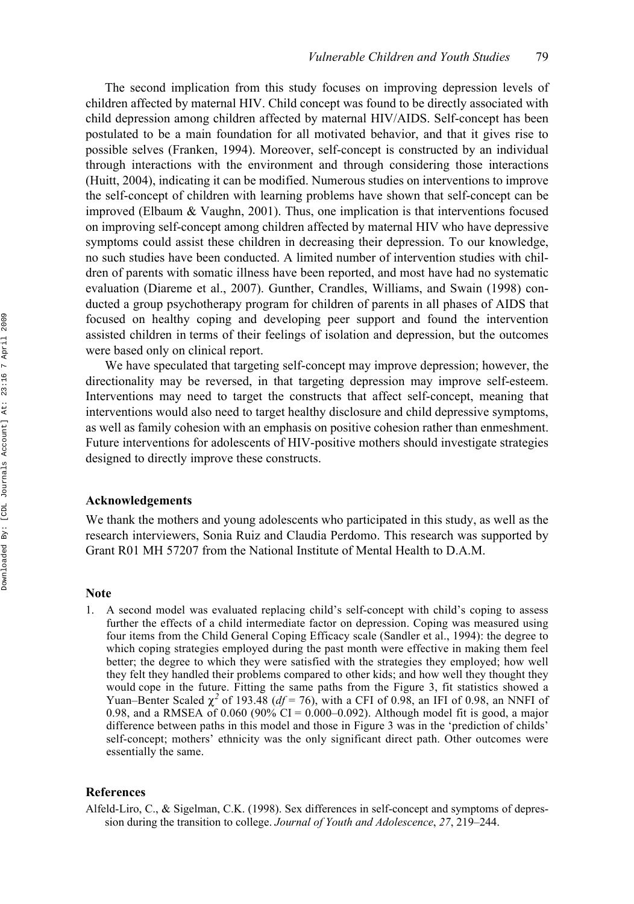The second implication from this study focuses on improving depression levels of children affected by maternal HIV. Child concept was found to be directly associated with child depression among children affected by maternal HIV/AIDS. Self-concept has been postulated to be a main foundation for all motivated behavior, and that it gives rise to possible selves (Franken, 1994). Moreover, self-concept is constructed by an individual through interactions with the environment and through considering those interactions (Huitt, 2004), indicating it can be modified. Numerous studies on interventions to improve the self-concept of children with learning problems have shown that self-concept can be improved (Elbaum & Vaughn, 2001). Thus, one implication is that interventions focused on improving self-concept among children affected by maternal HIV who have depressive symptoms could assist these children in decreasing their depression. To our knowledge, no such studies have been conducted. A limited number of intervention studies with children of parents with somatic illness have been reported, and most have had no systematic evaluation (Diareme et al., 2007). Gunther, Crandles, Williams, and Swain (1998) conducted a group psychotherapy program for children of parents in all phases of AIDS that focused on healthy coping and developing peer support and found the intervention assisted children in terms of their feelings of isolation and depression, but the outcomes were based only on clinical report.

We have speculated that targeting self-concept may improve depression; however, the directionality may be reversed, in that targeting depression may improve self-esteem. Interventions may need to target the constructs that affect self-concept, meaning that interventions would also need to target healthy disclosure and child depressive symptoms, as well as family cohesion with an emphasis on positive cohesion rather than enmeshment. Future interventions for adolescents of HIV-positive mothers should investigate strategies designed to directly improve these constructs.

## Acknowledgements

We thank the mothers and young adolescents who participated in this study, as well as the research interviewers, Sonia Ruiz and Claudia Perdomo. This research was supported by Grant R01 MH 57207 from the National Institute of Mental Health to D.A.M.

## Note

1. A second model was evaluated replacing child's self-concept with child's coping to assess further the effects of a child intermediate factor on depression. Coping was measured using four items from the Child General Coping Efficacy scale (Sandler et al., 1994): the degree to which coping strategies employed during the past month were effective in making them feel better; the degree to which they were satisfied with the strategies they employed; how well they felt they handled their problems compared to other kids; and how well they thought they would cope in the future. Fitting the same paths from the Figure 3, fit statistics showed a Yuan–Benter Scaled $\chi^2$ of 193.48 ($df = 76$), with a CFI of 0.98, an IFI of 0.98, an NNFI of 0.98, and a RMSEA of 0.060 (90% CI = 0.000–0.092). Although model fit is good, a major difference between paths in this model and those in Figure 3 was in the 'prediction of childs' self-concept; mothers' ethnicity was the only significant direct path. Other outcomes were essentially the same.

## References

Alfeld-Liro, C., & Sigelman, C.K. (1998). Sex differences in self-concept and symptoms of depression during the transition to college. *Journal of Youth and Adolescence*, *27*, 219–244.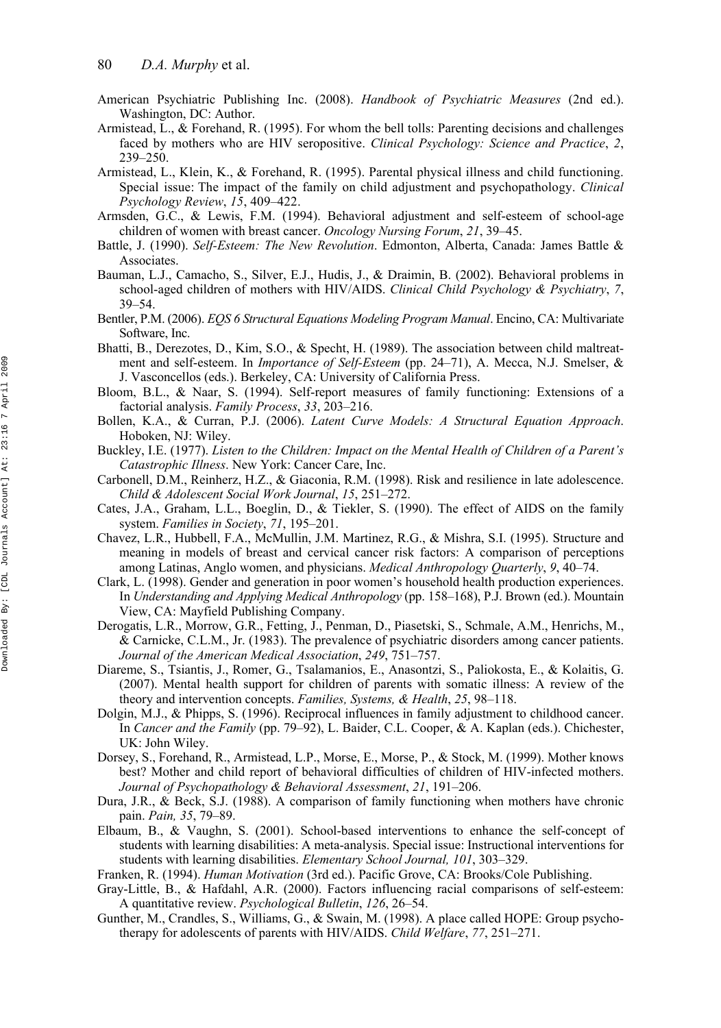American Psychiatric Publishing Inc. (2008). *Handbook of Psychiatric Measures* (2nd ed.). Washington, DC: Author.

Armistead, L., & Forehand, R. (1995). For whom the bell tolls: Parenting decisions and challenges faced by mothers who are HIV seropositive. *Clinical Psychology: Science and Practice*, *2*, 239–250.

Armistead, L., Klein, K., & Forehand, R. (1995). Parental physical illness and child functioning. Special issue: The impact of the family on child adjustment and psychopathology. *Clinical Psychology Review*, *15*, 409–422.

Armsden, G.C., & Lewis, F.M. (1994). Behavioral adjustment and self-esteem of school-age children of women with breast cancer. *Oncology Nursing Forum*, *21*, 39–45.

Battle, J. (1990). *Self-Esteem: The New Revolution*. Edmonton, Alberta, Canada: James Battle & Associates.

Bauman, L.J., Camacho, S., Silver, E.J., Hudis, J., & Draimin, B. (2002). Behavioral problems in school-aged children of mothers with HIV/AIDS. *Clinical Child Psychology & Psychiatry*, *7*, 39–54.

Bentler, P.M. (2006). *EQS 6 Structural Equations Modeling Program Manual*. Encino, CA: Multivariate Software, Inc.

Bhatti, B., Derezotes, D., Kim, S.O., & Specht, H. (1989). The association between child maltreatment and self-esteem. In *Importance of Self-Esteem* (pp. 24–71), A. Mecca, N.J. Smelser, & J. Vasconcellos (eds.). Berkeley, CA: University of California Press.

Bloom, B.L., & Naar, S. (1994). Self-report measures of family functioning: Extensions of a factorial analysis. *Family Process*, *33*, 203–216.

Bollen, K.A., & Curran, P.J. (2006). *Latent Curve Models: A Structural Equation Approach*. Hoboken, NJ: Wiley.

Buckley, I.E. (1977). *Listen to the Children: Impact on the Mental Health of Children of a Parent's Catastrophic Illness*. New York: Cancer Care, Inc.

Carbonell, D.M., Reinherz, H.Z., & Giaconia, R.M. (1998). Risk and resilience in late adolescence. *Child & Adolescent Social Work Journal*, *15*, 251–272.

Cates, J.A., Graham, L.L., Boeglin, D., & Tiekler, S. (1990). The effect of AIDS on the family system. *Families in Society*, *71*, 195–201.

Chavez, L.R., Hubbell, F.A., McMullin, J.M. Martinez, R.G., & Mishra, S.I. (1995). Structure and meaning in models of breast and cervical cancer risk factors: A comparison of perceptions among Latinas, Anglo women, and physicians. *Medical Anthropology Quarterly*, *9*, 40–74.

Clark, L. (1998). Gender and generation in poor women's household health production experiences. In *Understanding and Applying Medical Anthropology* (pp. 158–168), P.J. Brown (ed.). Mountain View, CA: Mayfield Publishing Company.

Derogatis, L.R., Morrow, G.R., Fetting, J., Penman, D., Piasetski, S., Schmale, A.M., Henrichs, M., & Carnicke, C.L.M., Jr. (1983). The prevalence of psychiatric disorders among cancer patients. *Journal of the American Medical Association*, *249*, 751–757.

Diareme, S., Tsiantis, J., Romer, G., Tsalamanios, E., Anasontzi, S., Paliokosta, E., & Kolaitis, G. (2007). Mental health support for children of parents with somatic illness: A review of the theory and intervention concepts. *Families, Systems, & Health*, *25*, 98–118.

Dolgin, M.J., & Phipps, S. (1996). Reciprocal influences in family adjustment to childhood cancer. In *Cancer and the Family* (pp. 79–92), L. Baider, C.L. Cooper, & A. Kaplan (eds.). Chichester, UK: John Wiley.

Dorsey, S., Forehand, R., Armistead, L.P., Morse, E., Morse, P., & Stock, M. (1999). Mother knows best? Mother and child report of behavioral difficulties of children of HIV-infected mothers. *Journal of Psychopathology & Behavioral Assessment*, *21*, 191–206.

Dura, J.R., & Beck, S.J. (1988). A comparison of family functioning when mothers have chronic pain. *Pain, 35*, 79–89.

Elbaum, B., & Vaughn, S. (2001). School-based interventions to enhance the self-concept of students with learning disabilities: A meta-analysis. Special issue: Instructional interventions for students with learning disabilities. *Elementary School Journal, 101*, 303–329.

Franken, R. (1994). *Human Motivation* (3rd ed.). Pacific Grove, CA: Brooks/Cole Publishing.

Gray-Little, B., & Hafdahl, A.R. (2000). Factors influencing racial comparisons of self-esteem: A quantitative review. *Psychological Bulletin*, *126*, 26–54.

Gunther, M., Crandles, S., Williams, G., & Swain, M. (1998). A place called HOPE: Group psychotherapy for adolescents of parents with HIV/AIDS. *Child Welfare*, *77*, 251–271.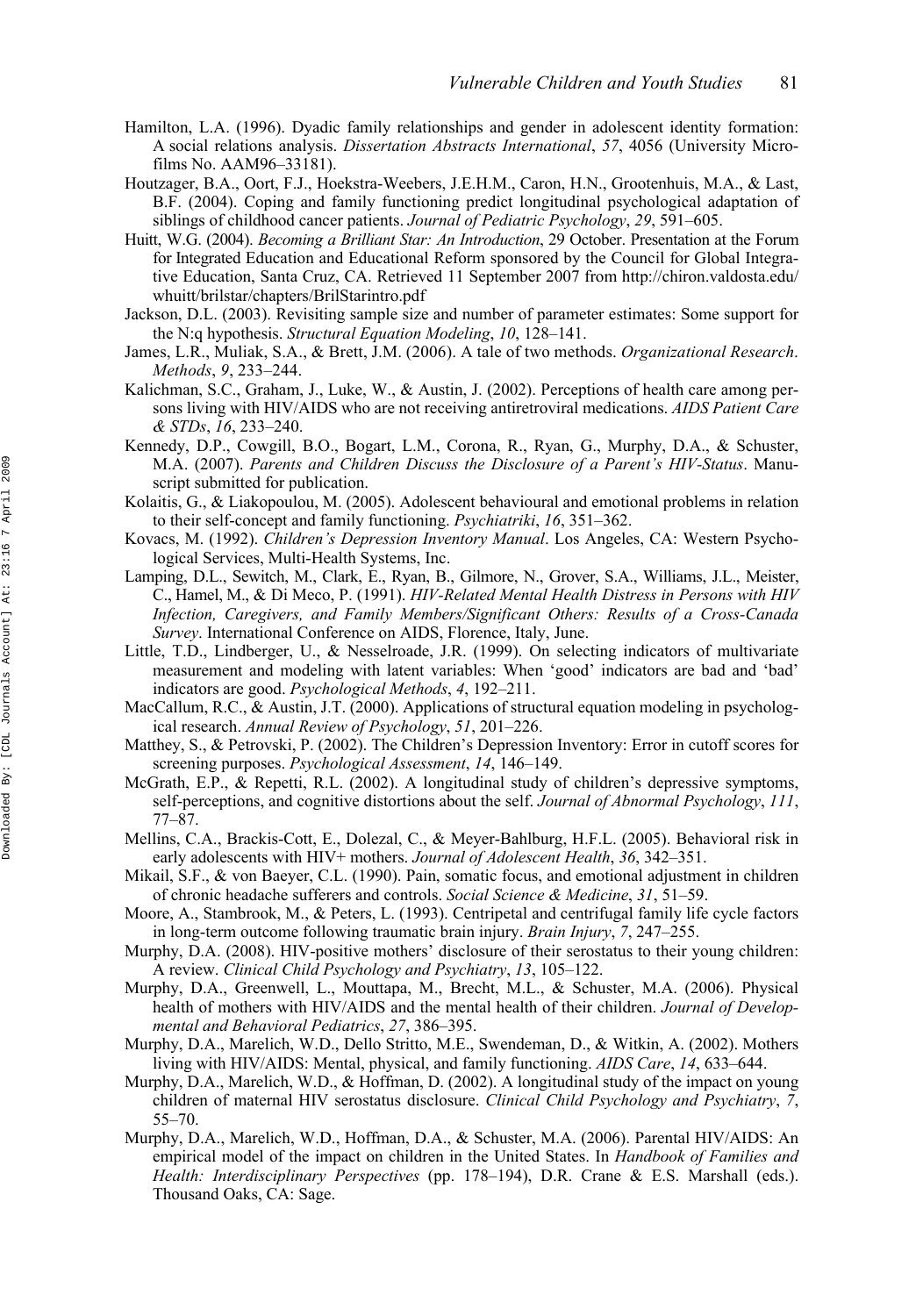Hamilton, L.A. (1996). Dyadic family relationships and gender in adolescent identity formation: A social relations analysis. *Dissertation Abstracts International*, *57*, 4056 (University Microfilms No. AAM96–33181).

Houtzager, B.A., Oort, F.J., Hoekstra-Weebers, J.E.H.M., Caron, H.N., Grootenhuis, M.A., & Last, B.F. (2004). Coping and family functioning predict longitudinal psychological adaptation of siblings of childhood cancer patients. *Journal of Pediatric Psychology*, *29*, 591–605.

Huitt, W.G. (2004). *Becoming a Brilliant Star: An Introduction*, 29 October. Presentation at the Forum for Integrated Education and Educational Reform sponsored by the Council for Global Integrative Education, Santa Cruz, CA. Retrieved 11 September 2007 from http://chiron.valdosta.edu/whuitt/brilstar/chapters/BrilStarintro.pdf

Jackson, D.L. (2003). Revisiting sample size and number of parameter estimates: Some support for the N:q hypothesis. *Structural Equation Modeling*, *10*, 128–141.

James, L.R., Muliak, S.A., & Brett, J.M. (2006). A tale of two methods. *Organizational Research. Methods*, *9*, 233–244.

Kalichman, S.C., Graham, J., Luke, W., & Austin, J. (2002). Perceptions of health care among persons living with HIV/AIDS who are not receiving antiretroviral medications. *AIDS Patient Care & STDs*, *16*, 233–240.

Kennedy, D.P., Cowgill, B.O., Bogart, L.M., Corona, R., Ryan, G., Murphy, D.A., & Schuster, M.A. (2007). *Parents and Children Discuss the Disclosure of a Parent's HIV-Status*. Manuscript submitted for publication.

Kolaitis, G., & Liakopoulou, M. (2005). Adolescent behavioural and emotional problems in relation to their self-concept and family functioning. *Psychiatriki*, *16*, 351–362.

Kovacs, M. (1992). *Children's Depression Inventory Manual*. Los Angeles, CA: Western Psychological Services, Multi-Health Systems, Inc.

Lamping, D.L., Sewitch, M., Clark, E., Ryan, B., Gilmore, N., Grover, S.A., Williams, J.L., Meister, C., Hamel, M., & Di Meco, P. (1991). *HIV-Related Mental Health Distress in Persons with HIV Infection, Caregivers, and Family Members/Significant Others: Results of a Cross-Canada Survey*. International Conference on AIDS, Florence, Italy, June.

Little, T.D., Lindberger, U., & Nesselroade, J.R. (1999). On selecting indicators of multivariate measurement and modeling with latent variables: When 'good' indicators are bad and 'bad' indicators are good. *Psychological Methods*, *4*, 192–211.

MacCallum, R.C., & Austin, J.T. (2000). Applications of structural equation modeling in psychological research. *Annual Review of Psychology*, *51*, 201–226.

Matthey, S., & Petrovski, P. (2002). The Children's Depression Inventory: Error in cutoff scores for screening purposes. *Psychological Assessment*, *14*, 146–149.

McGrath, E.P., & Repetti, R.L. (2002). A longitudinal study of children's depressive symptoms, self-perceptions, and cognitive distortions about the self. *Journal of Abnormal Psychology*, *111*, 77–87.

Mellins, C.A., Brackis-Cott, E., Dolezal, C., & Meyer-Bahlburg, H.F.L. (2005). Behavioral risk in early adolescents with HIV+ mothers. *Journal of Adolescent Health*, *36*, 342–351.

Mikail, S.F., & von Baeyer, C.L. (1990). Pain, somatic focus, and emotional adjustment in children of chronic headache sufferers and controls. *Social Science & Medicine*, *31*, 51–59.

Moore, A., Stambrook, M., & Peters, L. (1993). Centripetal and centrifugal family life cycle factors in long-term outcome following traumatic brain injury. *Brain Injury*, *7*, 247–255.

Murphy, D.A. (2008). HIV-positive mothers' disclosure of their serostatus to their young children: A review. *Clinical Child Psychology and Psychiatry*, *13*, 105–122.

Murphy, D.A., Greenwell, L., Mouttapa, M., Brecht, M.L., & Schuster, M.A. (2006). Physical health of mothers with HIV/AIDS and the mental health of their children. *Journal of Developmental and Behavioral Pediatrics*, *27*, 386–395.

Murphy, D.A., Marelich, W.D., Dello Stritto, M.E., Swendeman, D., & Witkin, A. (2002). Mothers living with HIV/AIDS: Mental, physical, and family functioning. *AIDS Care*, *14*, 633–644.

Murphy, D.A., Marelich, W.D., & Hoffman, D. (2002). A longitudinal study of the impact on young children of maternal HIV serostatus disclosure. *Clinical Child Psychology and Psychiatry*, *7*, 55–70.

Murphy, D.A., Marelich, W.D., Hoffman, D.A., & Schuster, M.A. (2006). Parental HIV/AIDS: An empirical model of the impact on children in the United States. In *Handbook of Families and Health: Interdisciplinary Perspectives* (pp. 178–194), D.R. Crane & E.S. Marshall (eds.). Thousand Oaks, CA: Sage.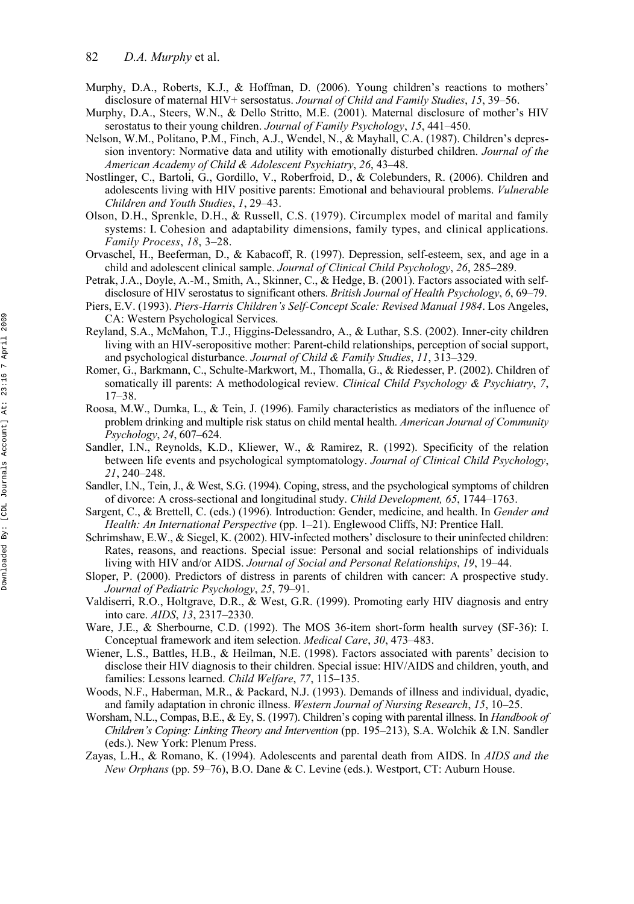Murphy, D.A., Roberts, K.J., & Hoffman, D. (2006). Young children's reactions to mothers' disclosure of maternal HIV+ sersostatus. *Journal of Child and Family Studies*, *15*, 39–56.

Murphy, D.A., Steers, W.N., & Dello Stritto, M.E. (2001). Maternal disclosure of mother's HIV serostatus to their young children. *Journal of Family Psychology*, *15*, 441–450.

Nelson, W.M., Politano, P.M., Finch, A.J., Wendel, N., & Mayhall, C.A. (1987). Children's depression inventory: Normative data and utility with emotionally disturbed children. *Journal of the American Academy of Child & Adolescent Psychiatry*, *26*, 43–48.

Nostlinger, C., Bartoli, G., Gordillo, V., Roberfroid, D., & Colebunders, R. (2006). Children and adolescents living with HIV positive parents: Emotional and behavioural problems. *Vulnerable Children and Youth Studies*, *1*, 29–43.

Olson, D.H., Sprenkle, D.H., & Russell, C.S. (1979). Circumplex model of marital and family systems: I. Cohesion and adaptability dimensions, family types, and clinical applications. *Family Process*, *18*, 3–28.

Orvaschel, H., Beeferman, D., & Kabacoff, R. (1997). Depression, self-esteem, sex, and age in a child and adolescent clinical sample. *Journal of Clinical Child Psychology*, *26*, 285–289.

Petrak, J.A., Doyle, A.-M., Smith, A., Skinner, C., & Hedge, B. (2001). Factors associated with self-disclosure of HIV serostatus to significant others. *British Journal of Health Psychology*, *6*, 69–79.

Piers, E.V. (1993). *Piers-Harris Children's Self-Concept Scale: Revised Manual 1984*. Los Angeles, CA: Western Psychological Services.

Reyland, S.A., McMahon, T.J., Higgins-Delessandro, A., & Luthar, S.S. (2002). Inner-city children living with an HIV-seropositive mother: Parent-child relationships, perception of social support, and psychological disturbance. *Journal of Child & Family Studies*, *11*, 313–329.

Romer, G., Barkmann, C., Schulte-Markwort, M., Thomalla, G., & Riedesser, P. (2002). Children of somatically ill parents: A methodological review. *Clinical Child Psychology & Psychiatry*, *7*, 17–38.

Roosa, M.W., Dumka, L., & Tein, J. (1996). Family characteristics as mediators of the influence of problem drinking and multiple risk status on child mental health. *American Journal of Community Psychology*, *24*, 607–624.

Sandler, I.N., Reynolds, K.D., Kliewer, W., & Ramirez, R. (1992). Specificity of the relation between life events and psychological symptomatology. *Journal of Clinical Child Psychology*, *21*, 240–248.

Sandler, I.N., Tein, J., & West, S.G. (1994). Coping, stress, and the psychological symptoms of children of divorce: A cross-sectional and longitudinal study. *Child Development, 65*, 1744–1763.

Sargent, C., & Brettell, C. (eds.) (1996). Introduction: Gender, medicine, and health. In *Gender and Health: An International Perspective* (pp. 1–21). Englewood Cliffs, NJ: Prentice Hall.

Schrimshaw, E.W., & Siegel, K. (2002). HIV-infected mothers' disclosure to their uninfected children: Rates, reasons, and reactions. Special issue: Personal and social relationships of individuals living with HIV and/or AIDS. *Journal of Social and Personal Relationships*, *19*, 19–44.

Sloper, P. (2000). Predictors of distress in parents of children with cancer: A prospective study. *Journal of Pediatric Psychology*, *25*, 79–91.

Valdiserri, R.O., Holtgrave, D.R., & West, G.R. (1999). Promoting early HIV diagnosis and entry into care. *AIDS*, *13*, 2317–2330.

Ware, J.E., & Sherbourne, C.D. (1992). The MOS 36-item short-form health survey (SF-36): I. Conceptual framework and item selection. *Medical Care*, *30*, 473–483.

Wiener, L.S., Battles, H.B., & Heilman, N.E. (1998). Factors associated with parents' decision to disclose their HIV diagnosis to their children. Special issue: HIV/AIDS and children, youth, and families: Lessons learned. *Child Welfare*, *77*, 115–135.

Woods, N.F., Haberman, M.R., & Packard, N.J. (1993). Demands of illness and individual, dyadic, and family adaptation in chronic illness. *Western Journal of Nursing Research*, *15*, 10–25.

Worsham, N.L., Compas, B.E., & Ey, S. (1997). Children's coping with parental illness. In *Handbook of Children's Coping: Linking Theory and Intervention* (pp. 195–213), S.A. Wolchik & I.N. Sandler (eds.). New York: Plenum Press.

Zayas, L.H., & Romano, K. (1994). Adolescents and parental death from AIDS. In *AIDS and the New Orphans* (pp. 59–76), B.O. Dane & C. Levine (eds.). Westport, CT: Auburn House.